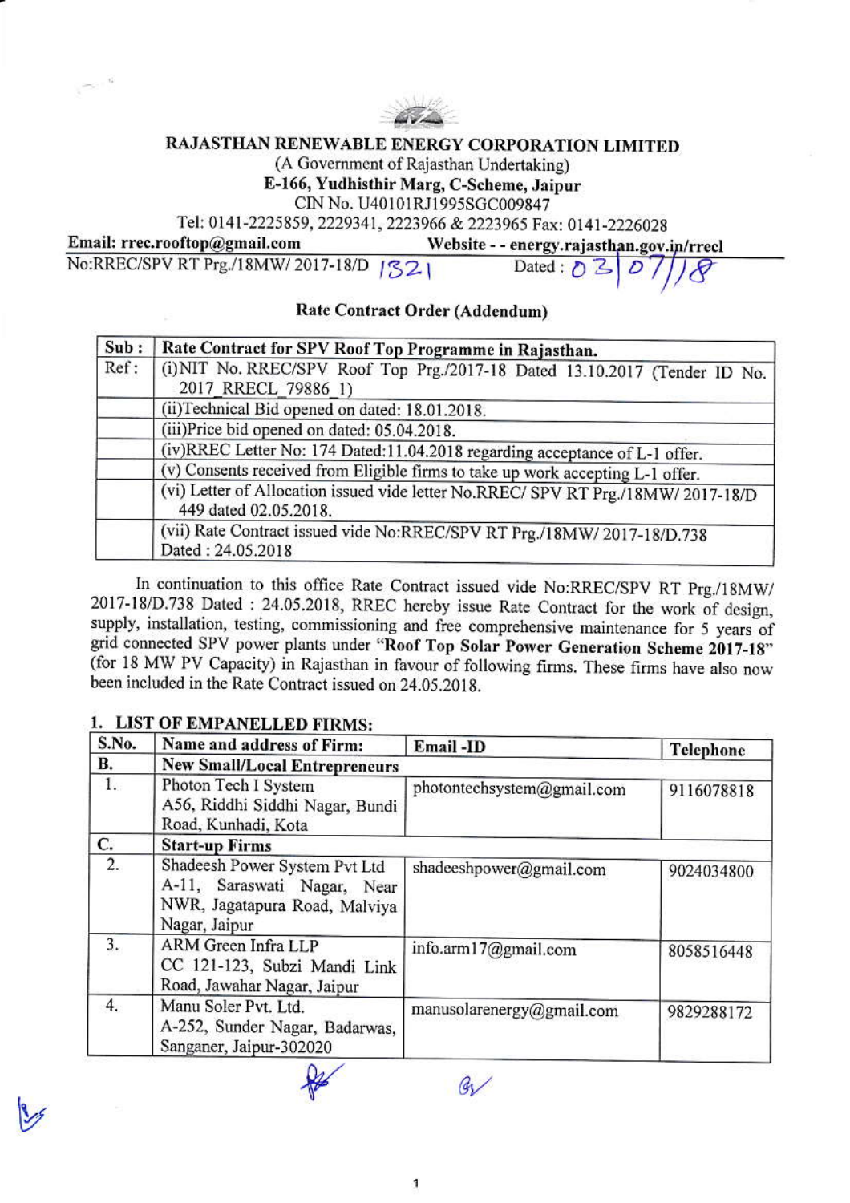# RAJASTHAN RENEWABLE ENERGY CORPORATION LIMITED

(A Government of Rajasthan Undertaking)

**E-166, Yudhisthir Marg, C-Scheme, Jaipur**

CIN No. U40101RJ1995SGC009847

Tel: 0141-2225859, 2229341, 2223966 & 2223965 Fax: 0141-2226028

**Email: rrec.rooftop@gmail.com** **Website - - energy.rajasthan.gov.in/rrecl**

No:RREC/SPV RT Prg./18MW/ 2017-18/D 1321 Dated : 03/07/18

## Rate Contract Order (Addendum)

| Sub : | Rate Contract for SPV Roof Top Programme in Rajasthan. |
|---|---|
| Ref: | (i)NIT No. RREC/SPV Roof Top Prg./2017-18 Dated 13.10.2017 (Tender ID No. 2017_RRECL_79886_1) |
| | (ii)Technical Bid opened on dated: 18.01.2018. |
| | (iii)Price bid opened on dated: 05.04.2018. |
| | (iv)RREC Letter No: 174 Dated:11.04.2018 regarding acceptance of L-1 offer. |
| | (v) Consents received from Eligible firms to take up work accepting L-1 offer. |
| | (vi) Letter of Allocation issued vide letter No.RREC/ SPV RT Prg./18MW/ 2017-18/D 449 dated 02.05.2018. |
| | (vii) Rate Contract issued vide No:RREC/SPV RT Prg./18MW/ 2017-18/D.738 Dated : 24.05.2018 |

In continuation to this office Rate Contract issued vide No:RREC/SPV RT Prg./18MW/ 2017-18/D.738 Dated : 24.05.2018, RREC hereby issue Rate Contract for the work of design, supply, installation, testing, commissioning and free comprehensive maintenance for 5 years of grid connected SPV power plants under **"Roof Top Solar Power Generation Scheme 2017-18"** (for 18 MW PV Capacity) in Rajasthan in favour of following firms. These firms have also now been included in the Rate Contract issued on 24.05.2018.

### 1. LIST OF EMPANELLED FIRMS:

| S.No. | Name and address of Firm: | Email -ID | Telephone |
|---|---|---|---|
| **B.** | **New Small/Local Entrepreneurs** | | |
| 1. | Photon Tech I System A56, Riddhi Siddhi Nagar, Bundi Road, Kunhadi, Kota | photontechsystem@gmail.com | 9116078818 |
| **C.** | **Start-up Firms** | | |
| 2. | Shadeesh Power System Pvt Ltd A-11, Saraswati Nagar, Near NWR, Jagatapura Road, Malviya Nagar, Jaipur | shadeeshpower@gmail.com | 9024034800 |
| 3. | ARM Green Infra LLP CC 121-123, Subzi Mandi Link Road, Jawahar Nagar, Jaipur | info.arm17@gmail.com | 8058516448 |
| 4. | Manu Soler Pvt. Ltd. A-252, Sunder Nagar, Badarwas, Sanganer, Jaipur-302020 | manusolarenergy@gmail.com | 9829288172 |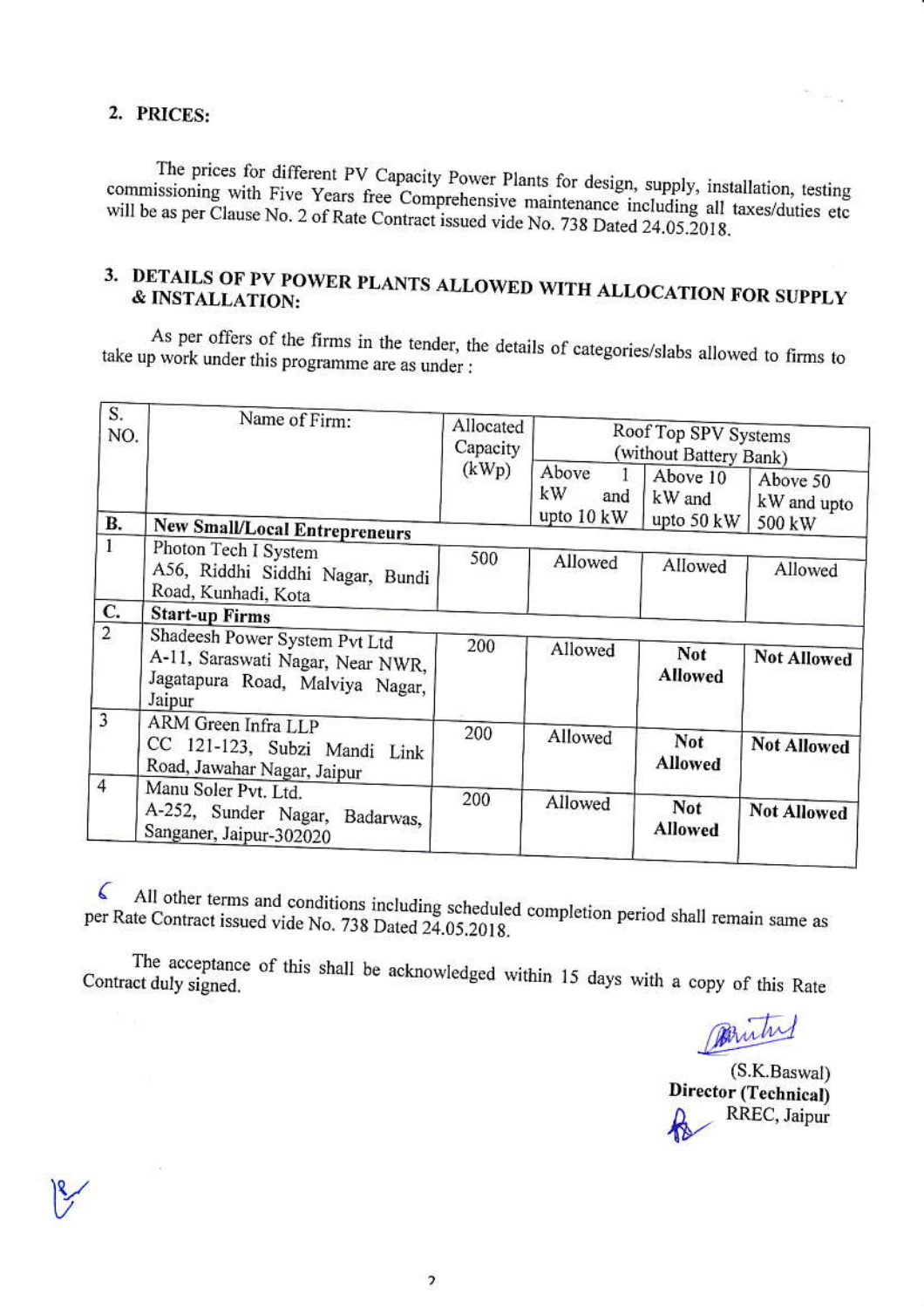## 2. PRICES:

The prices for different PV Capacity Power Plants for design, supply, installation, testing commissioning with Five Years free Comprehensive maintenance including all taxes/duties etc will be as per Clause No. 2 of Rate Contract issued vide No. 738 Dated 24.05.2018.

## 3. DETAILS OF PV POWER PLANTS ALLOWED WITH ALLOCATION FOR SUPPLY & INSTALLATION:

As per offers of the firms in the tender, the details of categories/slabs allowed to firms to take up work under this programme are as under :

| S. NO. | Name of Firm: | Allocated Capacity (kWp) | Roof Top SPV Systems (without Battery Bank) | | |
|---|---|---|---|---|---|
| | | | Above 1 kW and upto 10 kW | Above 10 kW and upto 50 kW | Above 50 kW and upto 500 kW |
| **B.** | **New Small/Local Entrepreneurs** | | | | |
| 1 | Photon Tech I System A56, Riddhi Siddhi Nagar, Bundi Road, Kunhadi, Kota | 500 | Allowed | Allowed | Allowed |
| **C.** | **Start-up Firms** | | | | |
| 2 | Shadeesh Power System Pvt Ltd A-11, Saraswati Nagar, Near NWR, Jagatapura Road, Malviya Nagar, Jaipur | 200 | Allowed | **Not Allowed** | **Not Allowed** |
| 3 | ARM Green Infra LLP CC 121-123, Subzi Mandi Link Road, Jawahar Nagar, Jaipur | 200 | Allowed | **Not Allowed** | **Not Allowed** |
| 4 | Manu Soler Pvt. Ltd. A-252, Sunder Nagar, Badarwas, Sanganer, Jaipur-302020 | 200 | Allowed | **Not Allowed** | **Not Allowed** |

All other terms and conditions including scheduled completion period shall remain same as per Rate Contract issued vide No. 738 Dated 24.05.2018.

The acceptance of this shall be acknowledged within 15 days with a copy of this Rate Contract duly signed.

(S.K.Baswal)
**Director (Technical)**
RREC, Jaipur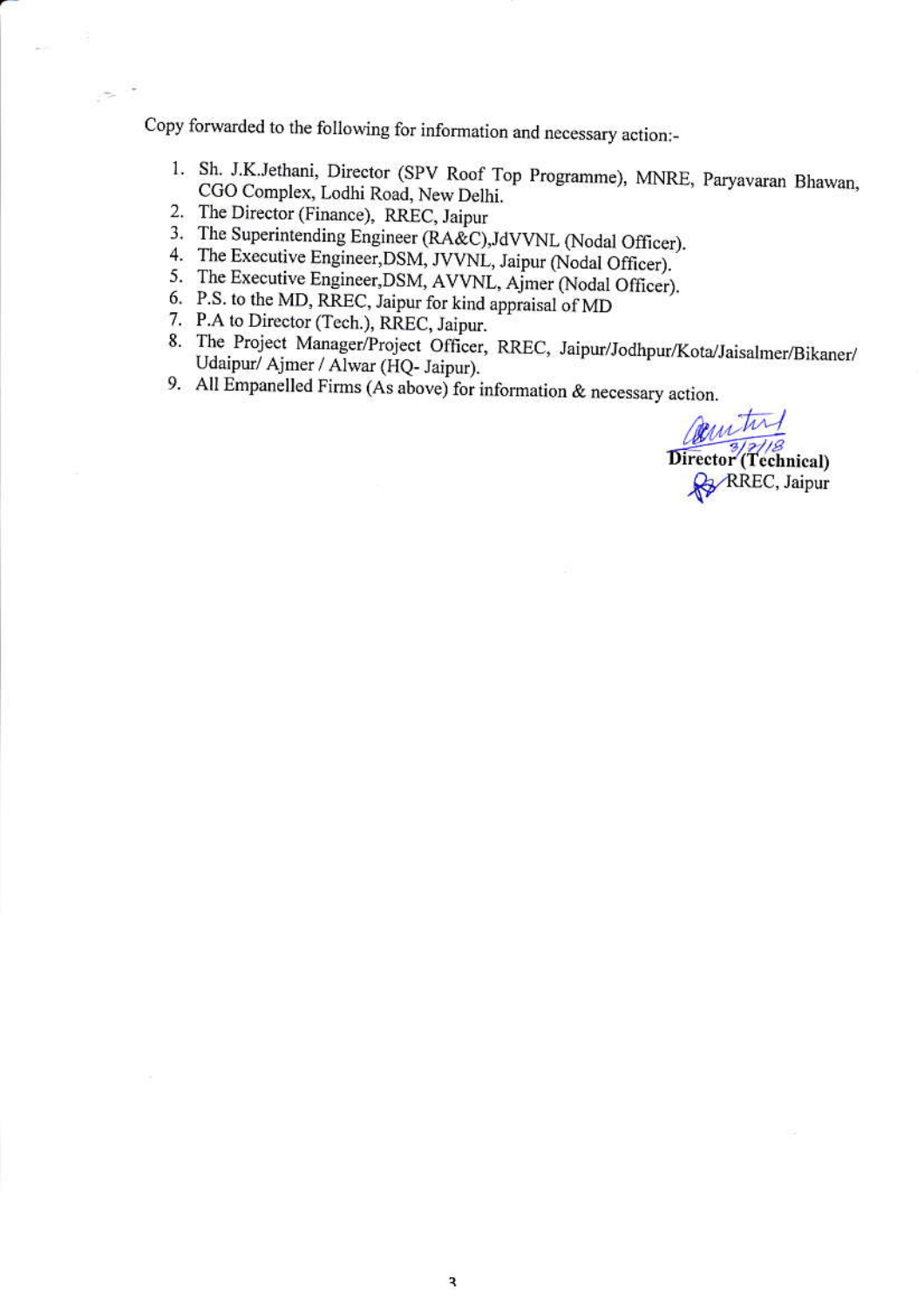Copy forwarded to the following for information and necessary action:-

1. Sh. J.K.Jethani, Director (SPV Roof Top Programme), MNRE, Paryavaran Bhawan, CGO Complex, Lodhi Road, New Delhi.
2. The Director (Finance), RREC, Jaipur
3. The Superintending Engineer (RA&C),JdVVNL (Nodal Officer).
4. The Executive Engineer,DSM, JVVNL, Jaipur (Nodal Officer).
5. The Executive Engineer,DSM, AVVNL, Ajmer (Nodal Officer).
6. P.S. to the MD, RREC, Jaipur for kind appraisal of MD
7. P.A to Director (Tech.), RREC, Jaipur.
8. The Project Manager/Project Officer, RREC, Jaipur/Jodhpur/Kota/Jaisalmer/Bikaner/ Udaipur/ Ajmer / Alwar (HQ- Jaipur).
9. All Empanelled Firms (As above) for information & necessary action.

3/2/18

Director (Technical)
RREC, Jaipur